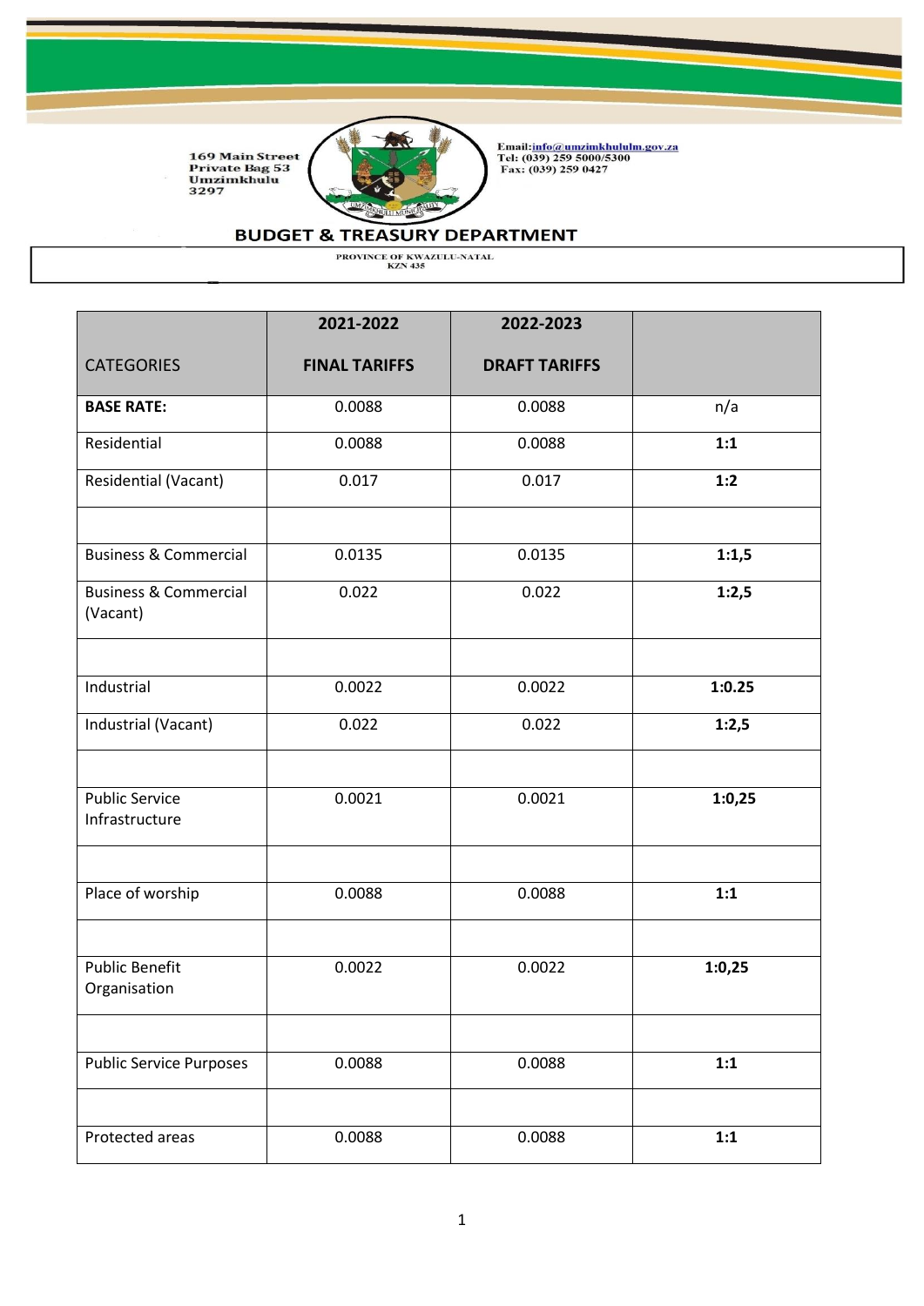169 Main Street
Private Bag 53
Umzimkhulu
3297

Email: info@umzimkhululm.gov.za
Tel: (039) 259 5000/5300
Fax: (039) 259 0427

## BUDGET & TREASURY DEPARTMENT

PROVINCE OF KWAZULU-NATAL
KZN 435

| CATEGORIES | 2021-2022<br>FINAL TARIFFS | 2022-2023<br>DRAFT TARIFFS | |
|---|---|---|---|
| **BASE RATE:** | 0.0088 | 0.0088 | n/a |
| Residential | 0.0088 | 0.0088 | **1:1** |
| Residential (Vacant) | 0.017 | 0.017 | **1:2** |
| | | | |
| Business & Commercial | 0.0135 | 0.0135 | **1:1,5** |
| Business & Commercial (Vacant) | 0.022 | 0.022 | **1:2,5** |
| | | | |
| Industrial | 0.0022 | 0.0022 | **1:0.25** |
| Industrial (Vacant) | 0.022 | 0.022 | **1:2,5** |
| | | | |
| Public Service Infrastructure | 0.0021 | 0.0021 | **1:0,25** |
| | | | |
| Place of worship | 0.0088 | 0.0088 | **1:1** |
| | | | |
| Public Benefit Organisation | 0.0022 | 0.0022 | **1:0,25** |
| | | | |
| Public Service Purposes | 0.0088 | 0.0088 | **1:1** |
| | | | |
| Protected areas | 0.0088 | 0.0088 | **1:1** |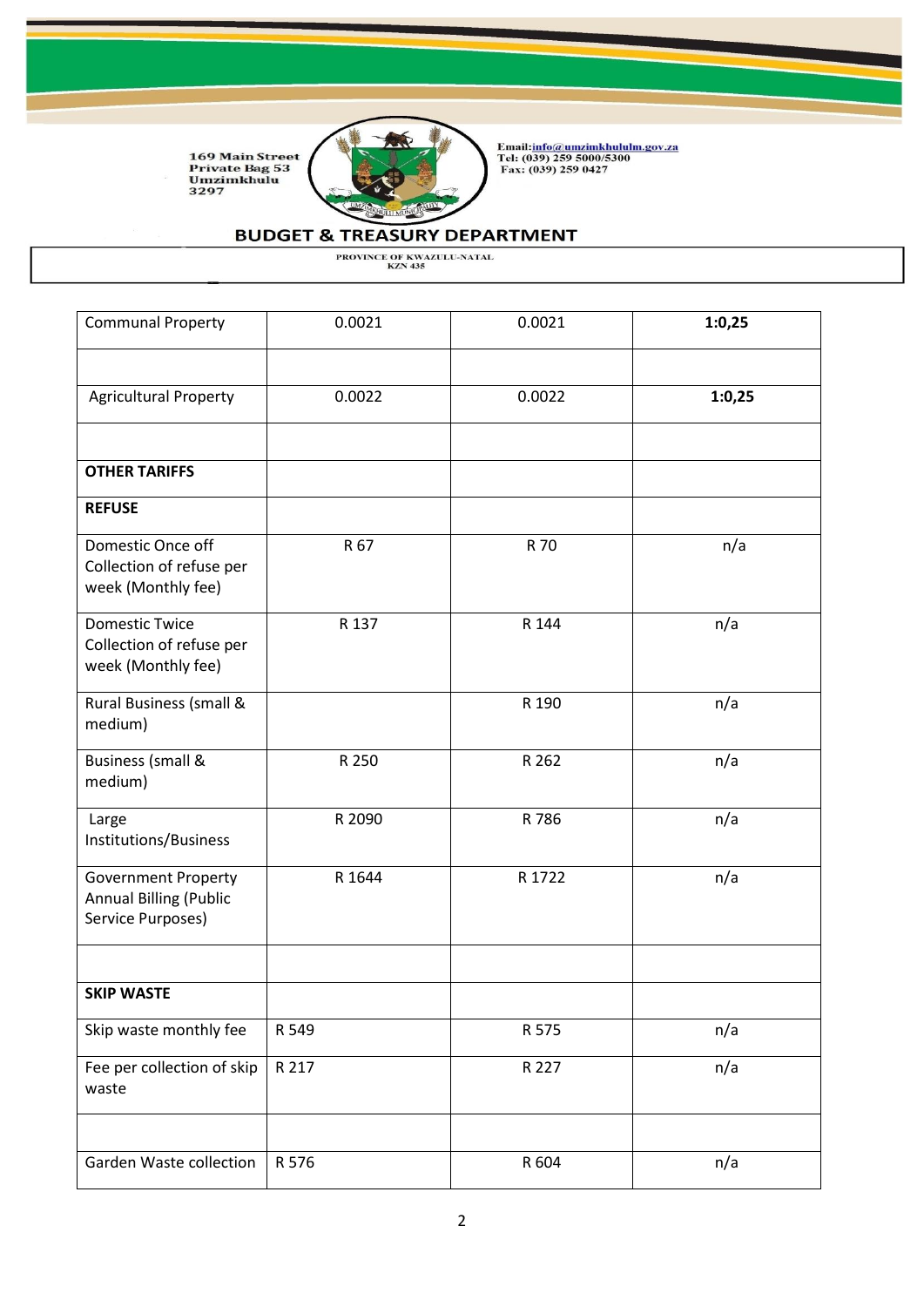169 Main Street
Private Bag 53
Umzimkhulu
3297

Email: info@umzimkhululm.gov.za
Tel: (039) 259 5000/5300
Fax: (039) 259 0427

## BUDGET & TREASURY DEPARTMENT

PROVINCE OF KWAZULU-NATAL
KZN 435

| | | | |
|---|---|---|---|
| Communal Property | 0.0021 | 0.0021 | **1:0,25** |
| | | | |
| Agricultural Property | 0.0022 | 0.0022 | **1:0,25** |
| | | | |
| **OTHER TARIFFS** | | | |
| **REFUSE** | | | |
| Domestic Once off Collection of refuse per week (Monthly fee) | R 67 | R 70 | n/a |
| Domestic Twice Collection of refuse per week (Monthly fee) | R 137 | R 144 | n/a |
| Rural Business (small & medium) | | R 190 | n/a |
| Business (small & medium) | R 250 | R 262 | n/a |
| Large Institutions/Business | R 2090 | R 786 | n/a |
| Government Property Annual Billing (Public Service Purposes) | R 1644 | R 1722 | n/a |
| | | | |
| **SKIP WASTE** | | | |
| Skip waste monthly fee | R 549 | R 575 | n/a |
| Fee per collection of skip waste | R 217 | R 227 | n/a |
| | | | |
| Garden Waste collection | R 576 | R 604 | n/a |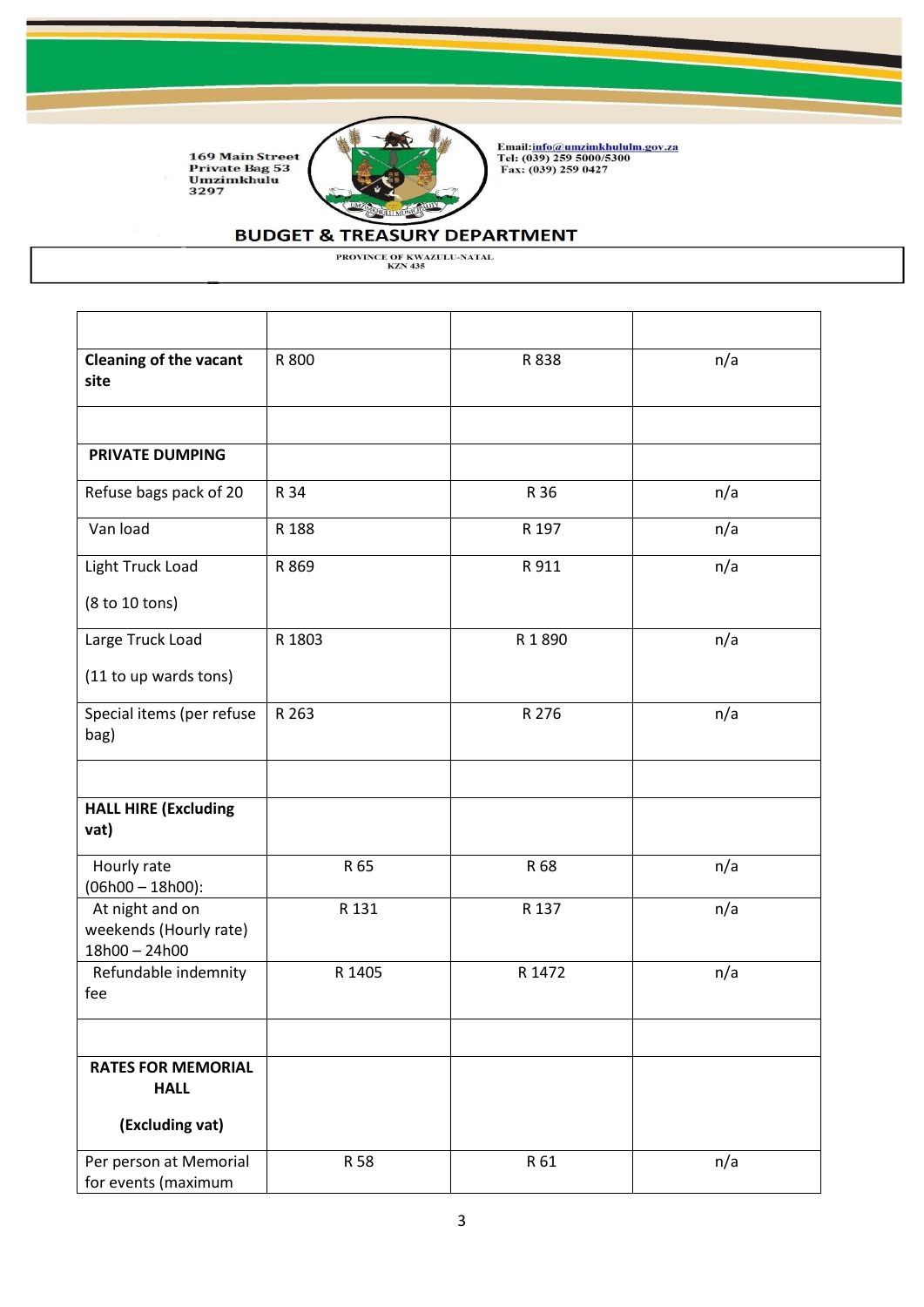| | | | |
|---|---|---|---|
| **Cleaning of the vacant site** | R 800 | R 838 | n/a |
| | | | |
| **PRIVATE DUMPING** | | | |
| Refuse bags pack of 20 | R 34 | R 36 | n/a |
| Van load | R 188 | R 197 | n/a |
| Light Truck Load<br><br>(8 to 10 tons) | R 869 | R 911 | n/a |
| Large Truck Load<br><br>(11 to up wards tons) | R 1803 | R 1 890 | n/a |
| Special items (per refuse bag) | R 263 | R 276 | n/a |
| | | | |
| **HALL HIRE (Excluding vat)** | | | |
| Hourly rate (06h00 – 18h00): | R 65 | R 68 | n/a |
| At night and on weekends (Hourly rate) 18h00 – 24h00 | R 131 | R 137 | n/a |
| Refundable indemnity fee | R 1405 | R 1472 | n/a |
| | | | |
| **RATES FOR MEMORIAL HALL**<br><br>**(Excluding vat)** | | | |
| Per person at Memorial for events (maximum | R 58 | R 61 | n/a |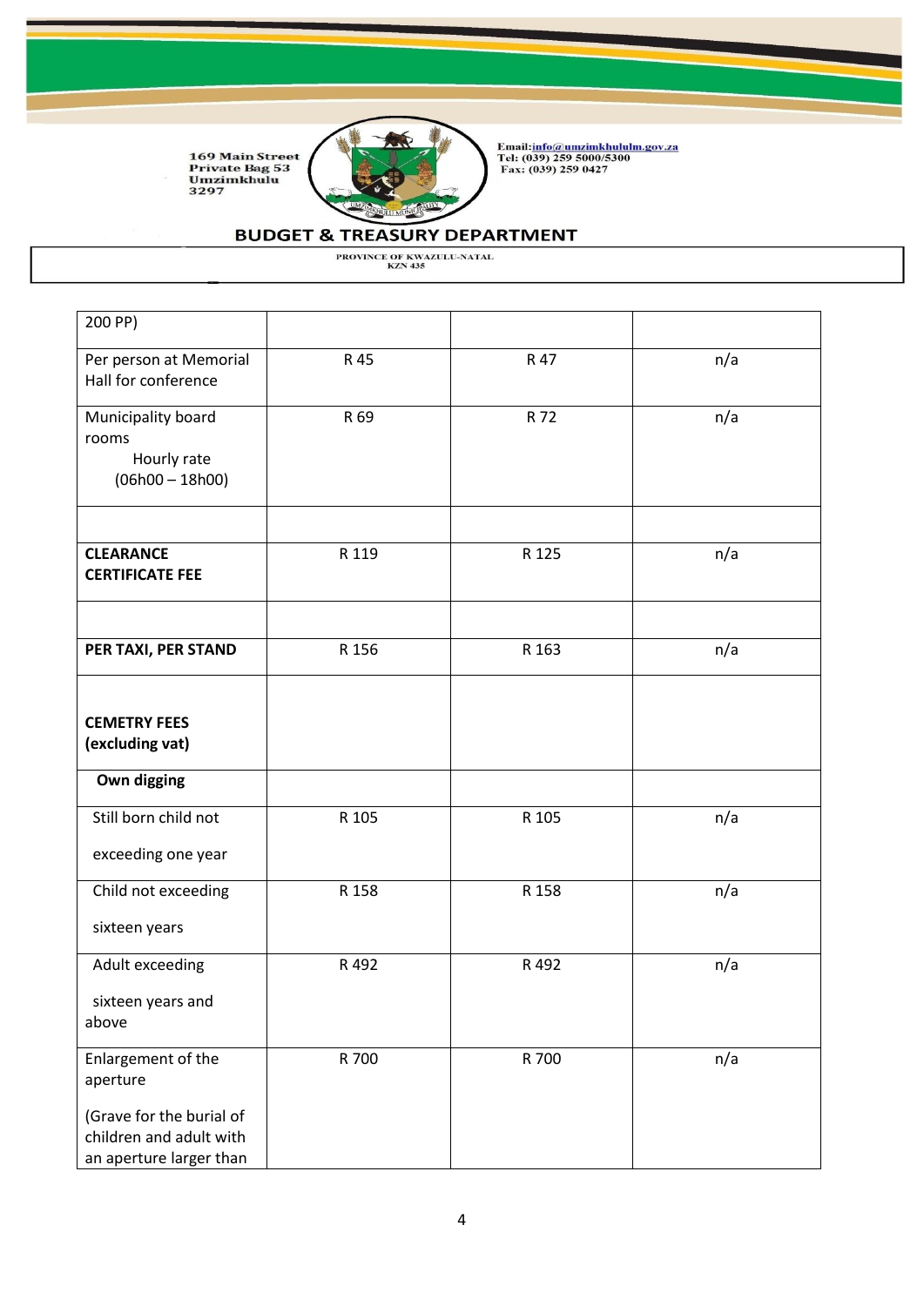| | | | |
|---|---|---|---|
| 200 PP) | | | |
| Per person at Memorial Hall for conference | R 45 | R 47 | n/a |
| Municipality board rooms Hourly rate (06h00 – 18h00) | R 69 | R 72 | n/a |
| | | | |
| **CLEARANCE CERTIFICATE FEE** | R 119 | R 125 | n/a |
| | | | |
| **PER TAXI, PER STAND** | R 156 | R 163 | n/a |
| **CEMETRY FEES (excluding vat)** | | | |
| **Own digging** | | | |
| Still born child not exceeding one year | R 105 | R 105 | n/a |
| Child not exceeding sixteen years | R 158 | R 158 | n/a |
| Adult exceeding sixteen years and above | R 492 | R 492 | n/a |
| Enlargement of the aperture (Grave for the burial of children and adult with an aperture larger than | R 700 | R 700 | n/a |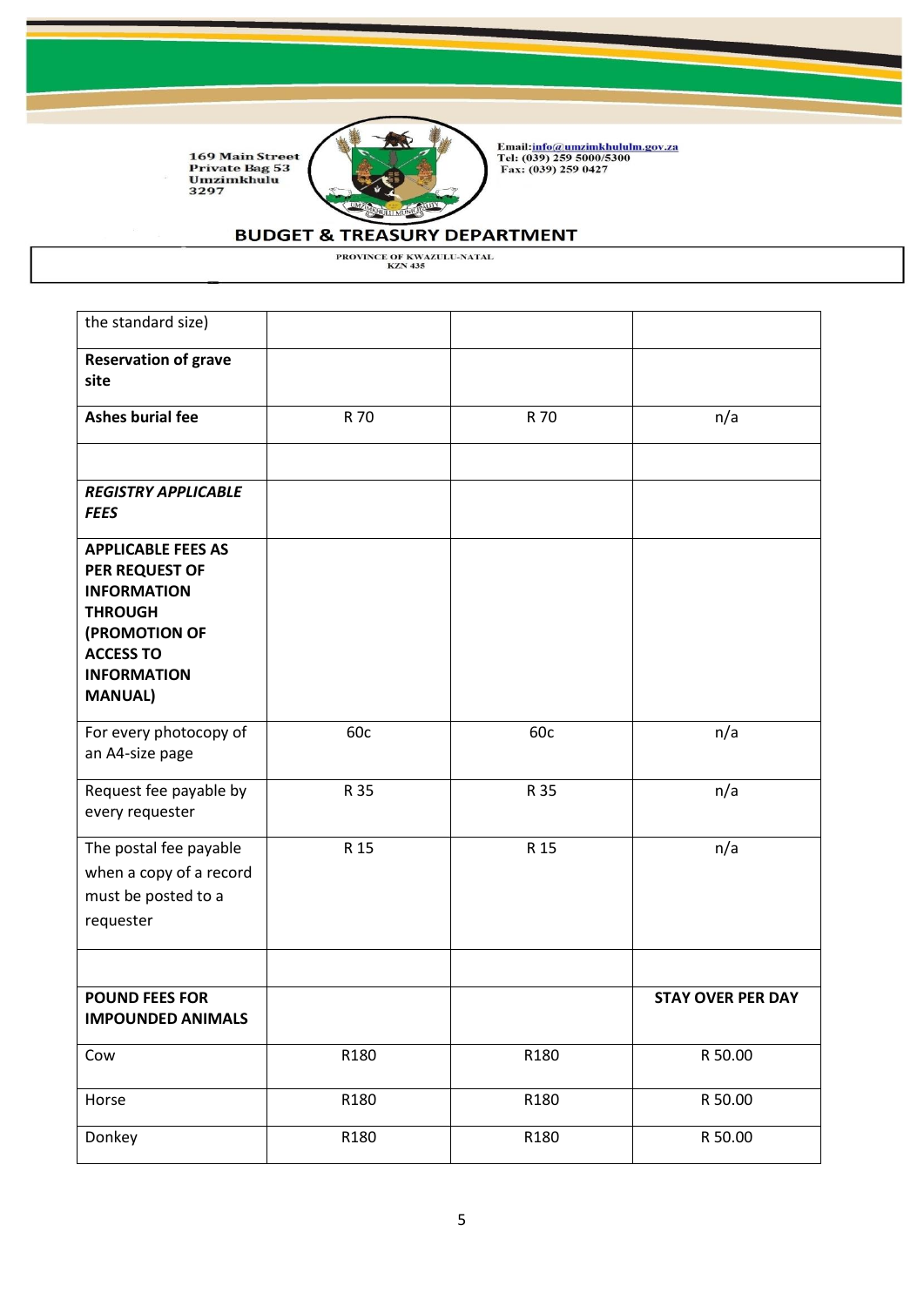| | | | |
|---|---|---|---|
| the standard size) | | | |
| **Reservation of grave site** | | | |
| **Ashes burial fee** | R 70 | R 70 | n/a |
| | | | |
| ***REGISTRY APPLICABLE FEES*** | | | |
| **APPLICABLE FEES AS PER REQUEST OF INFORMATION THROUGH (PROMOTION OF ACCESS TO INFORMATION MANUAL)** | | | |
| For every photocopy of an A4-size page | 60c | 60c | n/a |
| Request fee payable by every requester | R 35 | R 35 | n/a |
| The postal fee payable when a copy of a record must be posted to a requester | R 15 | R 15 | n/a |
| | | | |
| **POUND FEES FOR IMPOUNDED ANIMALS** | | | **STAY OVER PER DAY** |
| Cow | R180 | R180 | R 50.00 |
| Horse | R180 | R180 | R 50.00 |
| Donkey | R180 | R180 | R 50.00 |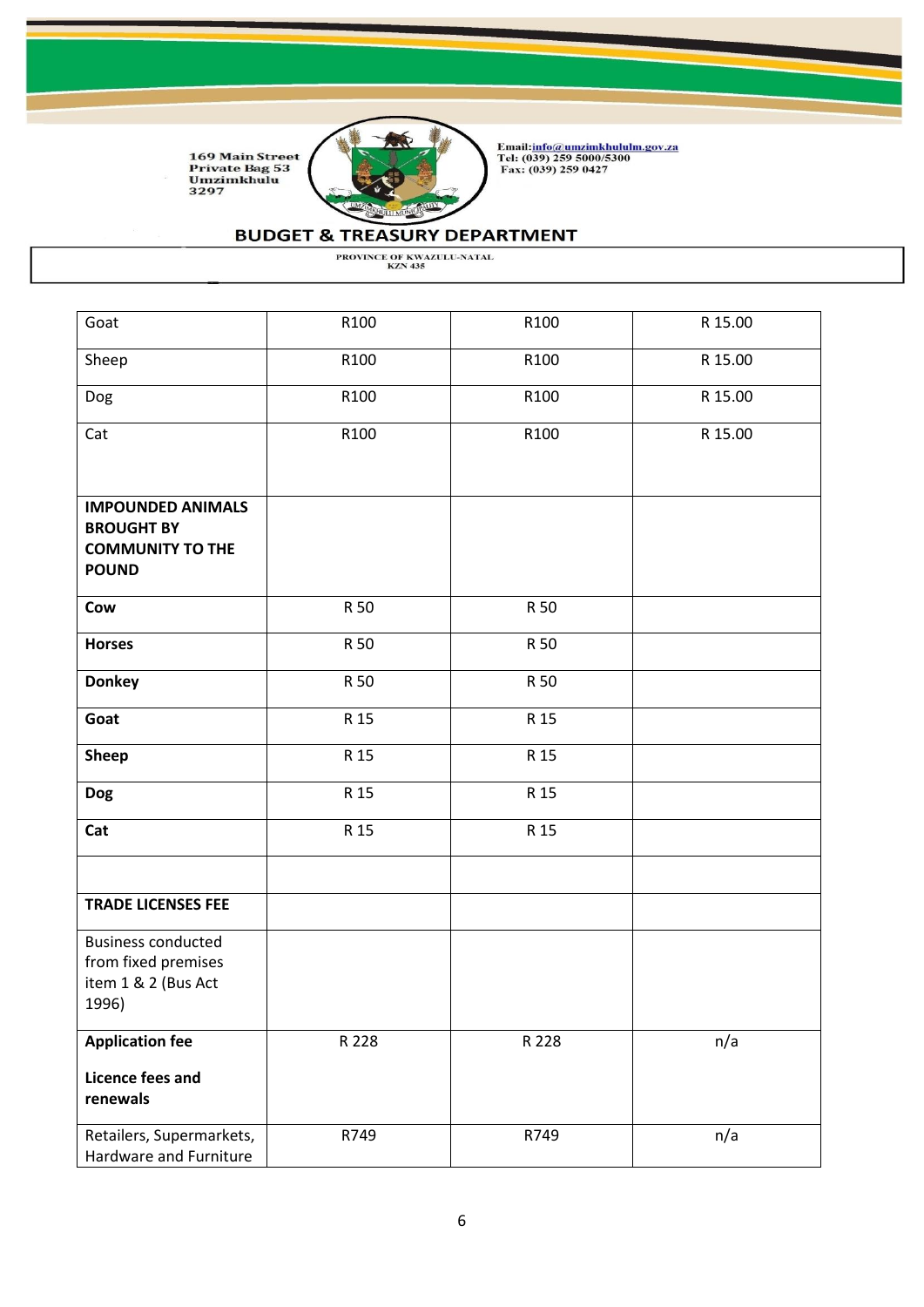| | | | |
|---|---|---|---|
| Goat | R100 | R100 | R 15.00 |
| Sheep | R100 | R100 | R 15.00 |
| Dog | R100 | R100 | R 15.00 |
| Cat | R100 | R100 | R 15.00 |
| **IMPOUNDED ANIMALS BROUGHT BY COMMUNITY TO THE POUND** | | | |
| **Cow** | R 50 | R 50 | |
| **Horses** | R 50 | R 50 | |
| **Donkey** | R 50 | R 50 | |
| **Goat** | R 15 | R 15 | |
| **Sheep** | R 15 | R 15 | |
| **Dog** | R 15 | R 15 | |
| **Cat** | R 15 | R 15 | |
| | | | |
| **TRADE LICENSES FEE** | | | |
| Business conducted from fixed premises item 1 & 2 (Bus Act 1996) | | | |
| **Application fee**<br><br>**Licence fees and renewals** | R 228 | R 228 | n/a |
| Retailers, Supermarkets, Hardware and Furniture | R749 | R749 | n/a |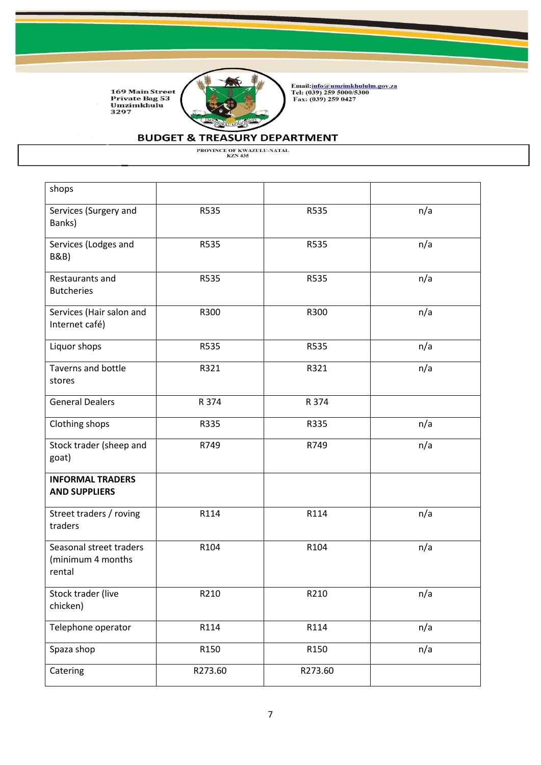| | | | |
|---|---|---|---|
| shops | | | |
| Services (Surgery and Banks) | R535 | R535 | n/a |
| Services (Lodges and B&B) | R535 | R535 | n/a |
| Restaurants and Butcheries | R535 | R535 | n/a |
| Services (Hair salon and Internet café) | R300 | R300 | n/a |
| Liquor shops | R535 | R535 | n/a |
| Taverns and bottle stores | R321 | R321 | n/a |
| General Dealers | R 374 | R 374 | |
| Clothing shops | R335 | R335 | n/a |
| Stock trader (sheep and goat) | R749 | R749 | n/a |
| **INFORMAL TRADERS AND SUPPLIERS** | | | |
| Street traders / roving traders | R114 | R114 | n/a |
| Seasonal street traders (minimum 4 months rental | R104 | R104 | n/a |
| Stock trader (live chicken) | R210 | R210 | n/a |
| Telephone operator | R114 | R114 | n/a |
| Spaza shop | R150 | R150 | n/a |
| Catering | R273.60 | R273.60 | |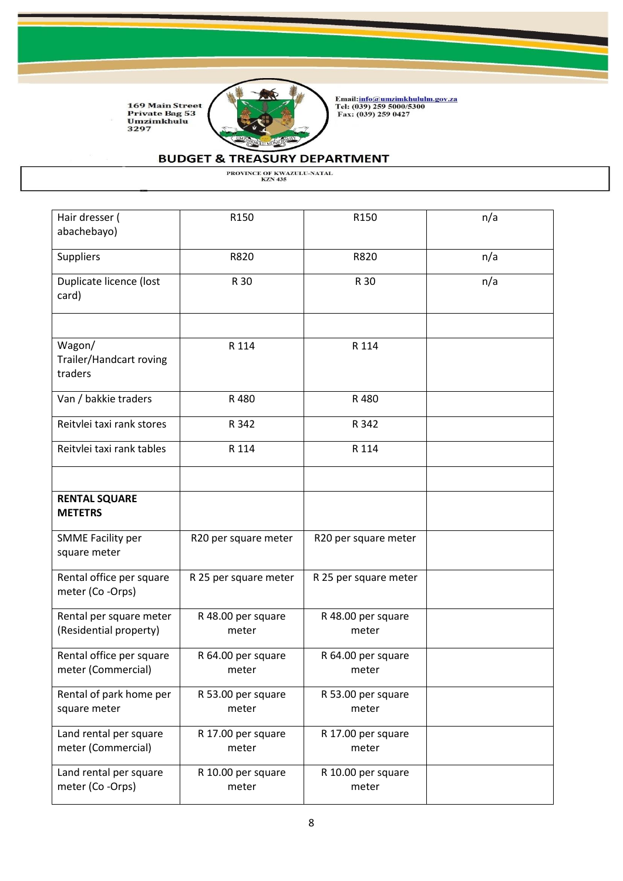| Hair dresser ( abachebayo) | R150 | R150 | n/a |
|---|---|---|---|
| Suppliers | R820 | R820 | n/a |
| Duplicate licence (lost card) | R 30 | R 30 | n/a |
| | | | |
| Wagon/ Trailer/Handcart roving traders | R 114 | R 114 | |
| Van / bakkie traders | R 480 | R 480 | |
| Reitvlei taxi rank stores | R 342 | R 342 | |
| Reitvlei taxi rank tables | R 114 | R 114 | |
| | | | |
| **RENTAL SQUARE METETRS** | | | |
| SMME Facility per square meter | R20 per square meter | R20 per square meter | |
| Rental office per square meter (Co -Orps) | R 25 per square meter | R 25 per square meter | |
| Rental per square meter (Residential property) | R 48.00 per square meter | R 48.00 per square meter | |
| Rental office per square meter (Commercial) | R 64.00 per square meter | R 64.00 per square meter | |
| Rental of park home per square meter | R 53.00 per square meter | R 53.00 per square meter | |
| Land rental per square meter (Commercial) | R 17.00 per square meter | R 17.00 per square meter | |
| Land rental per square meter (Co -Orps) | R 10.00 per square meter | R 10.00 per square meter | |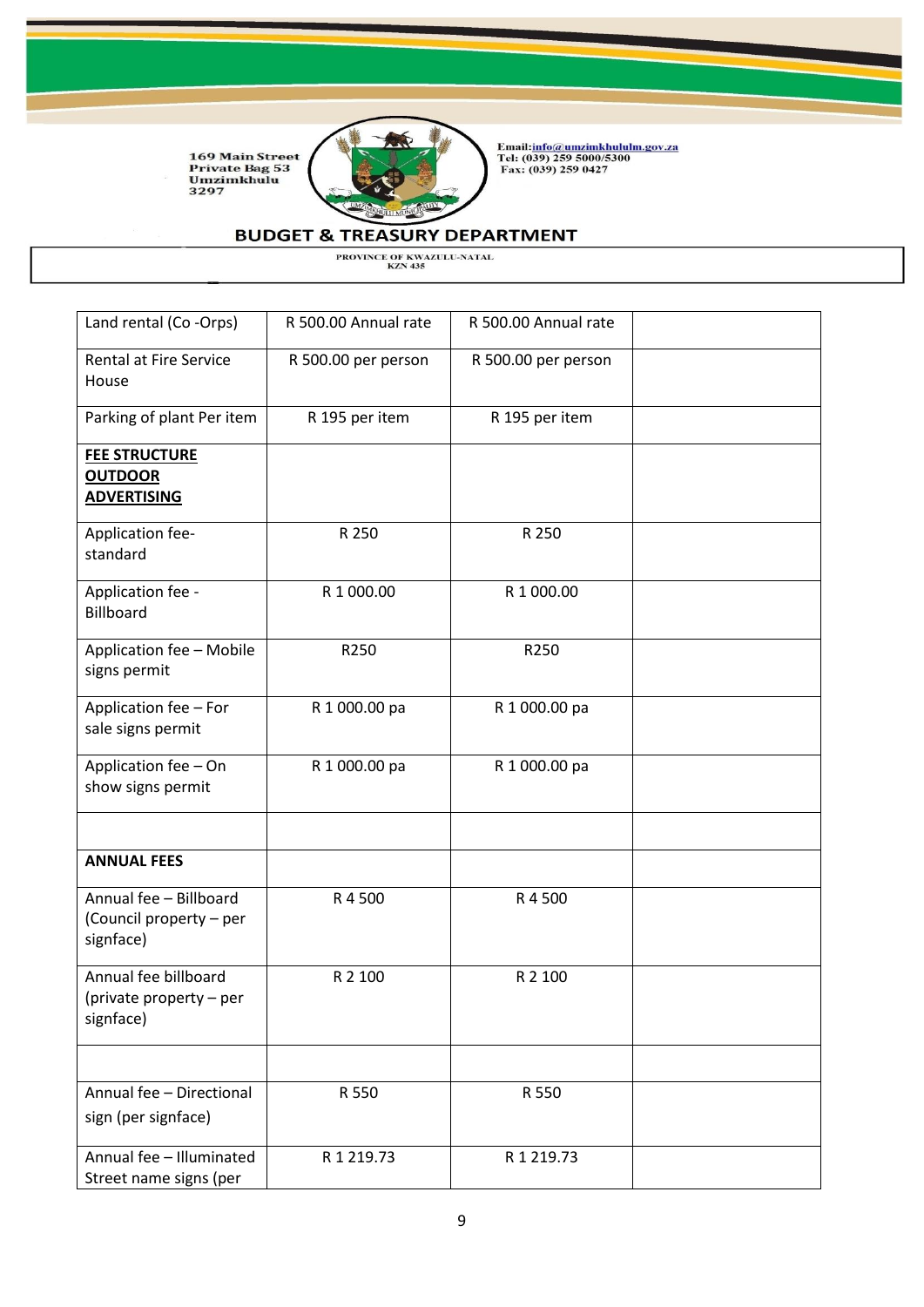169 Main Street
Private Bag 53
Umzimkhulu
3297

Email: info@umzimkhululm.gov.za
Tel: (039) 259 5000/5300
Fax: (039) 259 0427

**BUDGET & TREASURY DEPARTMENT**

PROVINCE OF KWAZULU-NATAL
KZN 435

| | | | |
|---|---|---|---|
| Land rental (Co -Orps) | R 500.00 Annual rate | R 500.00 Annual rate | |
| Rental at Fire Service House | R 500.00 per person | R 500.00 per person | |
| Parking of plant Per item | R 195 per item | R 195 per item | |
| **FEE STRUCTURE OUTDOOR ADVERTISING** | | | |
| Application fee- standard | R 250 | R 250 | |
| Application fee - Billboard | R 1 000.00 | R 1 000.00 | |
| Application fee – Mobile signs permit | R250 | R250 | |
| Application fee – For sale signs permit | R 1 000.00 pa | R 1 000.00 pa | |
| Application fee – On show signs permit | R 1 000.00 pa | R 1 000.00 pa | |
| | | | |
| **ANNUAL FEES** | | | |
| Annual fee – Billboard (Council property – per signface) | R 4 500 | R 4 500 | |
| Annual fee billboard (private property – per signface) | R 2 100 | R 2 100 | |
| | | | |
| Annual fee – Directional sign (per signface) | R 550 | R 550 | |
| Annual fee – Illuminated Street name signs (per | R 1 219.73 | R 1 219.73 | |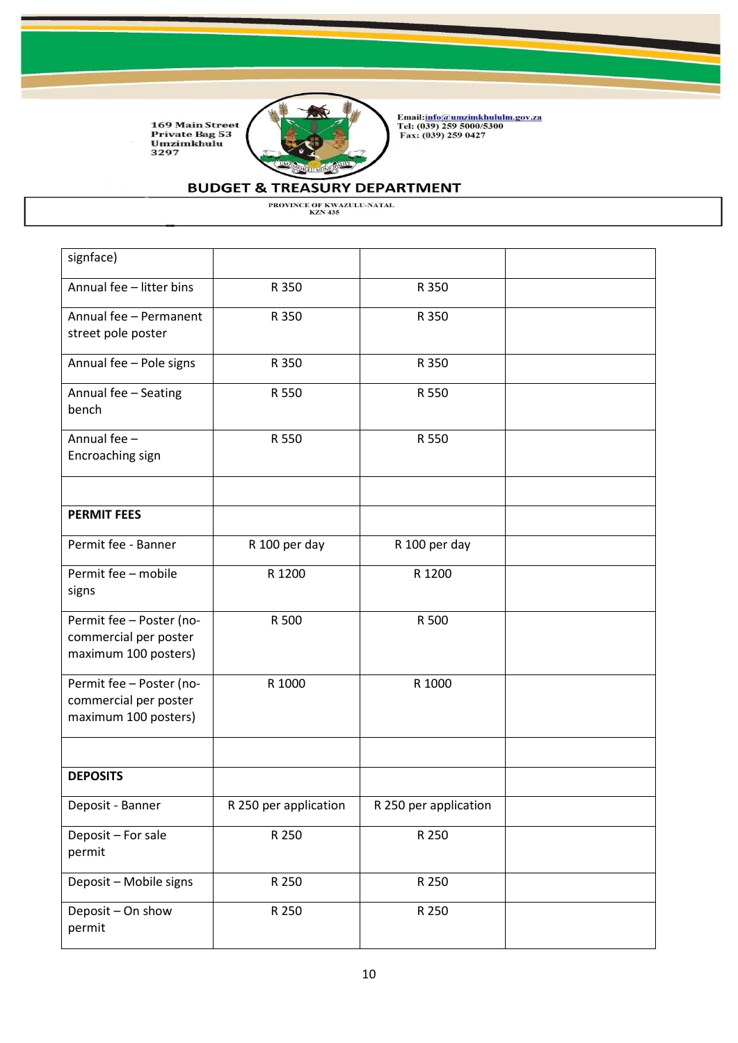BUDGET & TREASURY DEPARTMENT

| | | | |
|---|---|---|---|
| signface) | | | |
| Annual fee – litter bins | R 350 | R 350 | |
| Annual fee – Permanent street pole poster | R 350 | R 350 | |
| Annual fee – Pole signs | R 350 | R 350 | |
| Annual fee – Seating bench | R 550 | R 550 | |
| Annual fee – Encroaching sign | R 550 | R 550 | |
| | | | |
| **PERMIT FEES** | | | |
| Permit fee - Banner | R 100 per day | R 100 per day | |
| Permit fee – mobile signs | R 1200 | R 1200 | |
| Permit fee – Poster (no-commercial per poster maximum 100 posters) | R 500 | R 500 | |
| Permit fee – Poster (no-commercial per poster maximum 100 posters) | R 1000 | R 1000 | |
| | | | |
| **DEPOSITS** | | | |
| Deposit - Banner | R 250 per application | R 250 per application | |
| Deposit – For sale permit | R 250 | R 250 | |
| Deposit – Mobile signs | R 250 | R 250 | |
| Deposit – On show permit | R 250 | R 250 | |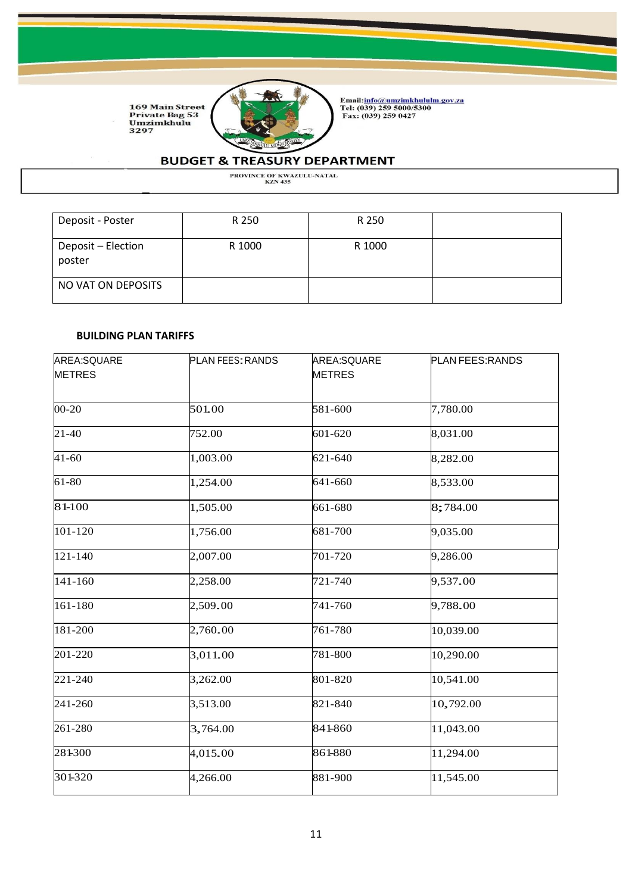169 Main Street
Private Bag 53
Umzimkhulu
3297

Email: info@umzimkhululm.gov.za
Tel: (039) 259 5000/5300
Fax: (039) 259 0427

## BUDGET & TREASURY DEPARTMENT

PROVINCE OF KWAZULU-NATAL
KZN 435

| Deposit - Poster | R 250 | R 250 | |
|---|---|---|---|
| Deposit – Election poster | R 1000 | R 1000 | |
| NO VAT ON DEPOSITS | | | |

**BUILDING PLAN TARIFFS**

| AREA:SQUARE METRES | PLAN FEES: RANDS | AREA:SQUARE METRES | PLAN FEES:RANDS |
|---|---|---|---|
| 00-20 | 501.00 | 581-600 | 7,780.00 |
| 21-40 | 752.00 | 601-620 | 8,031.00 |
| 41-60 | 1,003.00 | 621-640 | 8,282.00 |
| 61-80 | 1,254.00 | 641-660 | 8,533.00 |
| 81-100 | 1,505.00 | 661-680 | 8;784.00 |
| 101-120 | 1,756.00 | 681-700 | 9,035.00 |
| 121-140 | 2,007.00 | 701-720 | 9,286.00 |
| 141-160 | 2,258.00 | 721-740 | 9,537.00 |
| 161-180 | 2,509.00 | 741-760 | 9,788.00 |
| 181-200 | 2,760.00 | 761-780 | 10,039.00 |
| 201-220 | 3,011.00 | 781-800 | 10,290.00 |
| 221-240 | 3,262.00 | 801-820 | 10,541.00 |
| 241-260 | 3,513.00 | 821-840 | 10,792.00 |
| 261-280 | 3,764.00 | 841-860 | 11,043.00 |
| 281-300 | 4,015.00 | 861-880 | 11,294.00 |
| 301-320 | 4,266.00 | 881-900 | 11,545.00 |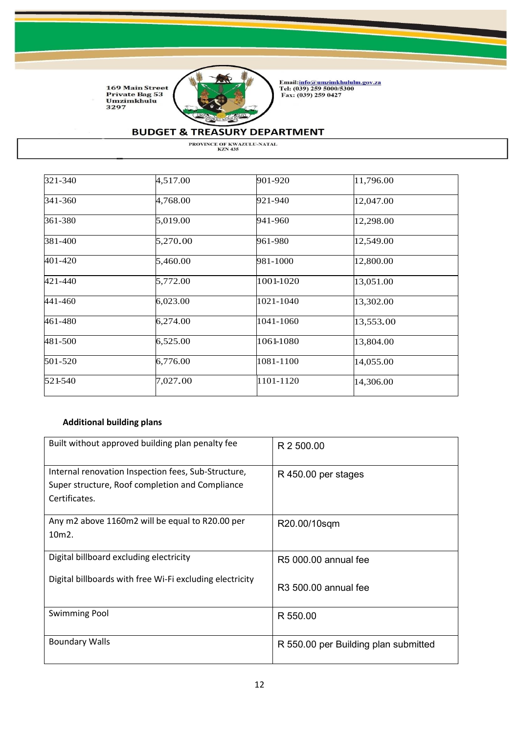| 321-340 | 4,517.00 | 901-920 | 11,796.00 |
|---|---|---|---|
| 341-360 | 4,768.00 | 921-940 | 12,047.00 |
| 361-380 | 5,019.00 | 941-960 | 12,298.00 |
| 381-400 | 5,270.00 | 961-980 | 12,549.00 |
| 401-420 | 5,460.00 | 981-1000 | 12,800.00 |
| 421-440 | 5,772.00 | 1001-1020 | 13,051.00 |
| 441-460 | 6,023.00 | 1021-1040 | 13,302.00 |
| 461-480 | 6,274.00 | 1041-1060 | 13,553.00 |
| 481-500 | 6,525.00 | 1061-1080 | 13,804.00 |
| 501-520 | 6,776.00 | 1081-1100 | 14,055.00 |
| 521-540 | 7,027.00 | 1101-1120 | 14,306.00 |

**Additional building plans**

| Built without approved building plan penalty fee | R 2 500.00 |
|---|---|
| Internal renovation Inspection fees, Sub-Structure, Super structure, Roof completion and Compliance Certificates. | R 450.00 per stages |
| Any m2 above 1160m2 will be equal to R20.00 per 10m2. | R20.00/10sqm |
| Digital billboard excluding electricity<br><br>Digital billboards with free Wi-Fi excluding electricity | R5 000.00 annual fee<br><br>R3 500.00 annual fee |
| Swimming Pool | R 550.00 |
| Boundary Walls | R 550.00 per Building plan submitted |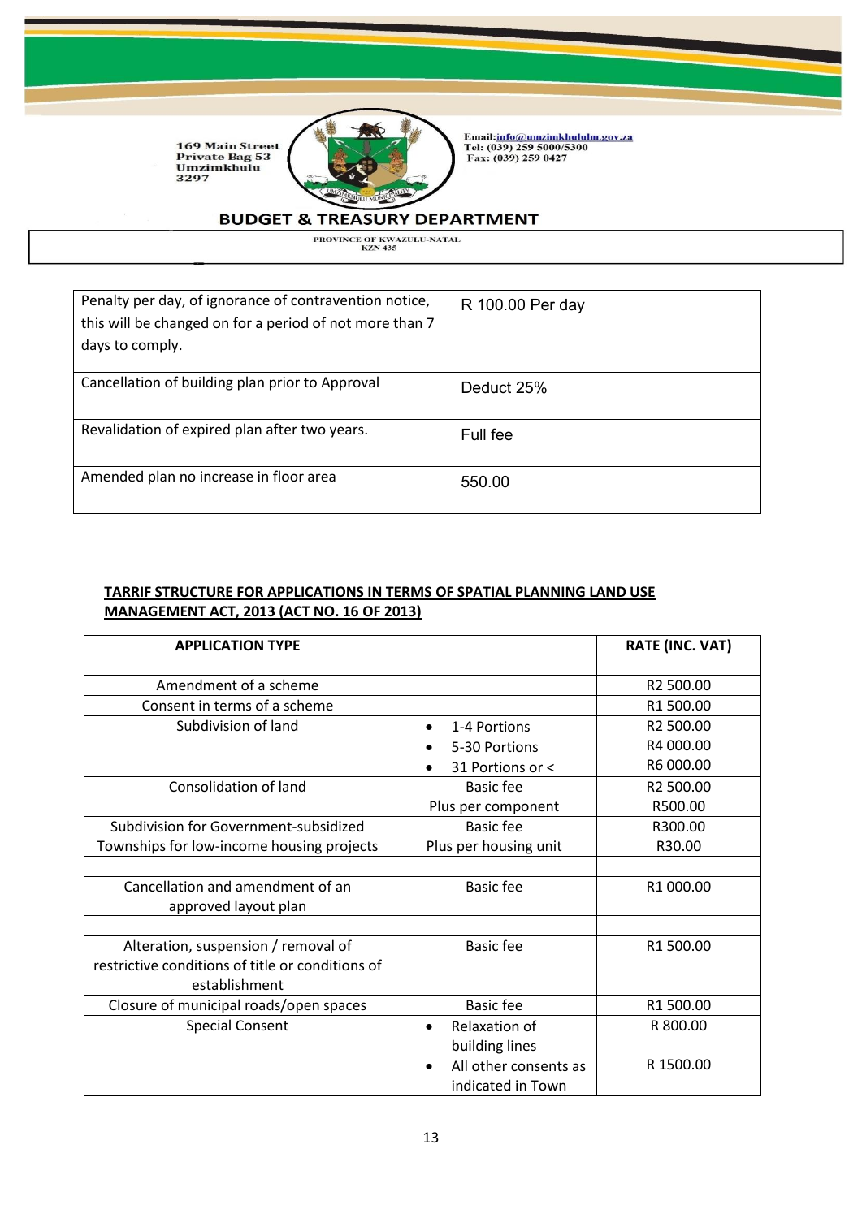| | |
|---|---|
| Penalty per day, of ignorance of contravention notice, this will be changed on for a period of not more than 7 days to comply. | R 100.00 Per day |
| Cancellation of building plan prior to Approval | Deduct 25% |
| Revalidation of expired plan after two years. | Full fee |
| Amended plan no increase in floor area | 550.00 |

**TARRIF STRUCTURE FOR APPLICATIONS IN TERMS OF SPATIAL PLANNING LAND USE MANAGEMENT ACT, 2013 (ACT NO. 16 OF 2013)**

| APPLICATION TYPE | | RATE (INC. VAT) |
|---|---|---|
| Amendment of a scheme | | R2 500.00 |
| Consent in terms of a scheme | | R1 500.00 |
| Subdivision of land | • 1-4 Portions<br>• 5-30 Portions<br>• 31 Portions or < | R2 500.00<br>R4 000.00<br>R6 000.00 |
| Consolidation of land | Basic fee<br>Plus per component | R2 500.00<br>R500.00 |
| Subdivision for Government-subsidized Townships for low-income housing projects | Basic fee<br>Plus per housing unit | R300.00<br>R30.00 |
| | | |
| Cancellation and amendment of an approved layout plan | Basic fee | R1 000.00 |
| | | |
| Alteration, suspension / removal of restrictive conditions of title or conditions of establishment | Basic fee | R1 500.00 |
| Closure of municipal roads/open spaces | Basic fee | R1 500.00 |
| Special Consent | • Relaxation of building lines<br>• All other consents as indicated in Town | R 800.00<br>R 1500.00 |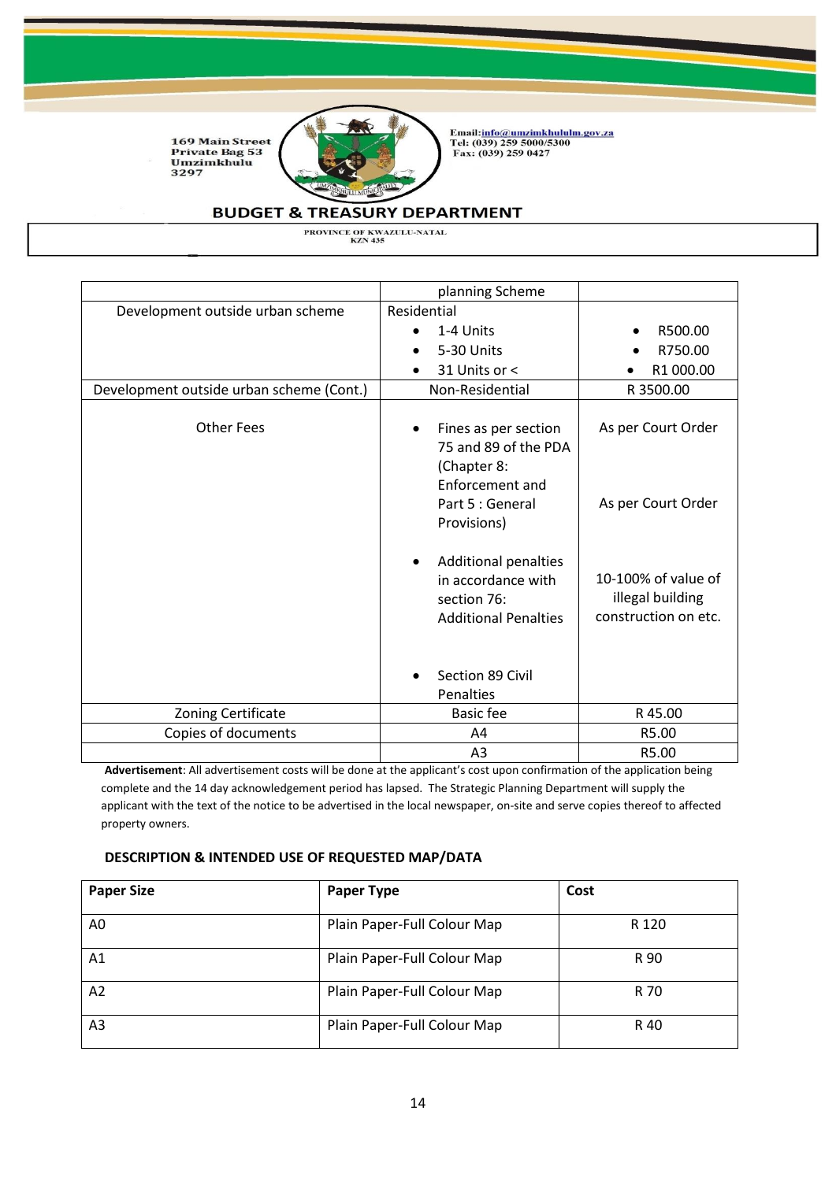| | planning Scheme | |
|---|---|---|
| Development outside urban scheme | Residential<br>• 1-4 Units<br>• 5-30 Units<br>• 31 Units or < | <br>• R500.00<br>• R750.00<br>• R1 000.00 |
| Development outside urban scheme (Cont.) | Non-Residential | R 3500.00 |
| Other Fees | • Fines as per section 75 and 89 of the PDA (Chapter 8: Enforcement and Part 5 : General Provisions)<br>• Additional penalties in accordance with section 76: Additional Penalties<br>• Section 89 Civil Penalties | As per Court Order<br>As per Court Order<br>10-100% of value of illegal building construction on etc. |
| Zoning Certificate | Basic fee | R 45.00 |
| Copies of documents | A4 | R5.00 |
| | A3 | R5.00 |

**Advertisement**: All advertisement costs will be done at the applicant's cost upon confirmation of the application being complete and the 14 day acknowledgement period has lapsed. The Strategic Planning Department will supply the applicant with the text of the notice to be advertised in the local newspaper, on-site and serve copies thereof to affected property owners.

**DESCRIPTION & INTENDED USE OF REQUESTED MAP/DATA**

| Paper Size | Paper Type | Cost |
|---|---|---|
| A0 | Plain Paper-Full Colour Map | R 120 |
| A1 | Plain Paper-Full Colour Map | R 90 |
| A2 | Plain Paper-Full Colour Map | R 70 |
| A3 | Plain Paper-Full Colour Map | R 40 |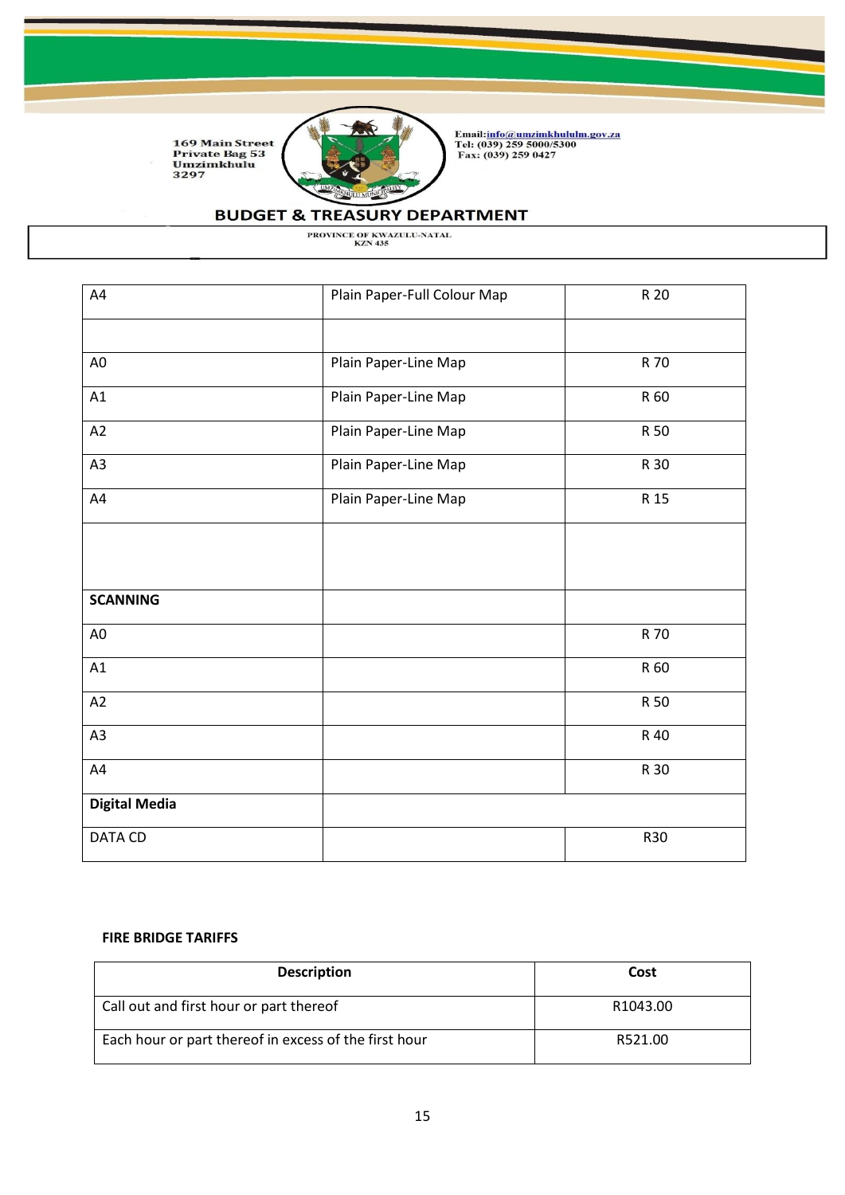| | | |
|---|---|---|
| A4 | Plain Paper-Full Colour Map | R 20 |
| | | |
| A0 | Plain Paper-Line Map | R 70 |
| A1 | Plain Paper-Line Map | R 60 |
| A2 | Plain Paper-Line Map | R 50 |
| A3 | Plain Paper-Line Map | R 30 |
| A4 | Plain Paper-Line Map | R 15 |
| | | |
| **SCANNING** | | |
| A0 | | R 70 |
| A1 | | R 60 |
| A2 | | R 50 |
| A3 | | R 40 |
| A4 | | R 30 |
| **Digital Media** | | |
| DATA CD | | R30 |

**FIRE BRIDGE TARIFFS**

| Description | Cost |
|---|---|
| Call out and first hour or part thereof | R1043.00 |
| Each hour or part thereof in excess of the first hour | R521.00 |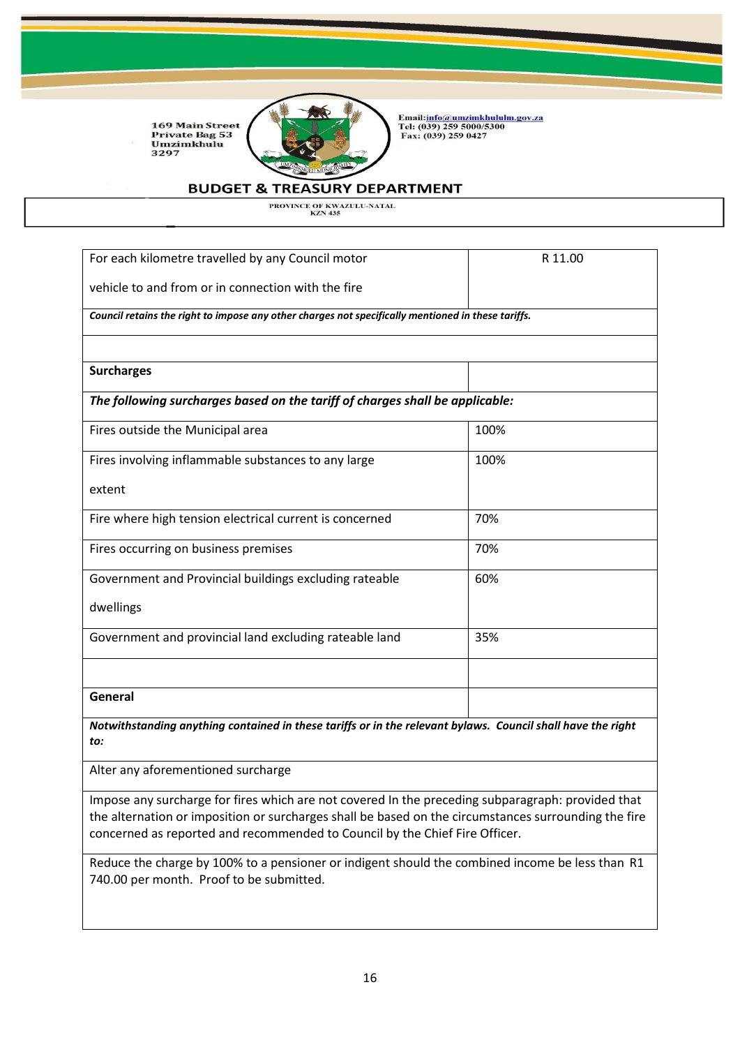| For each kilometre travelled by any Council motor vehicle to and from or in connection with the fire | R 11.00 |
|---|---|
| ***Council retains the right to impose any other charges not specifically mentioned in these tariffs.*** | |
| | |
| **Surcharges** | |
| ***The following surcharges based on the tariff of charges shall be applicable:*** | |
| Fires outside the Municipal area | 100% |
| Fires involving inflammable substances to any large extent | 100% |
| Fire where high tension electrical current is concerned | 70% |
| Fires occurring on business premises | 70% |
| Government and Provincial buildings excluding rateable dwellings | 60% |
| Government and provincial land excluding rateable land | 35% |
| | |
| **General** | |
| ***Notwithstanding anything contained in these tariffs or in the relevant bylaws. Council shall have the right to:*** | |
| Alter any aforementioned surcharge | |
| Impose any surcharge for fires which are not covered In the preceding subparagraph: provided that the alternation or imposition or surcharges shall be based on the circumstances surrounding the fire concerned as reported and recommended to Council by the Chief Fire Officer. | |
| Reduce the charge by 100% to a pensioner or indigent should the combined income be less than R1 740.00 per month. Proof to be submitted. | |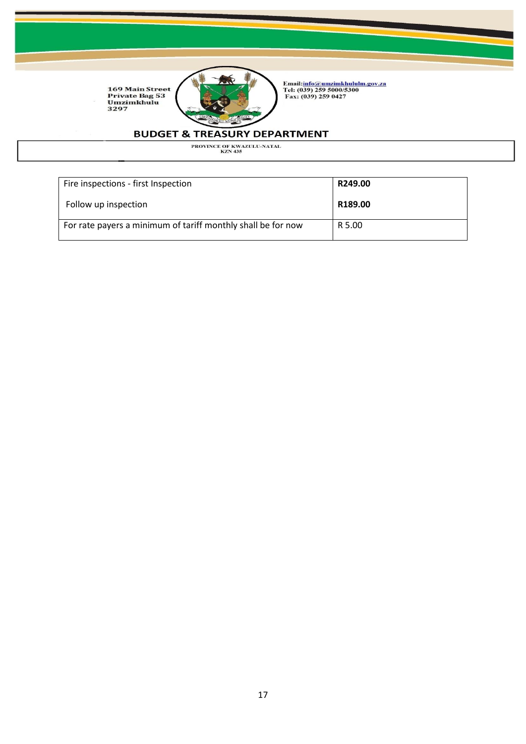| | |
|---|---|
| Fire inspections - first Inspection | **R249.00** |
| Follow up inspection | **R189.00** |
| For rate payers a minimum of tariff monthly shall be for now | R 5.00 |